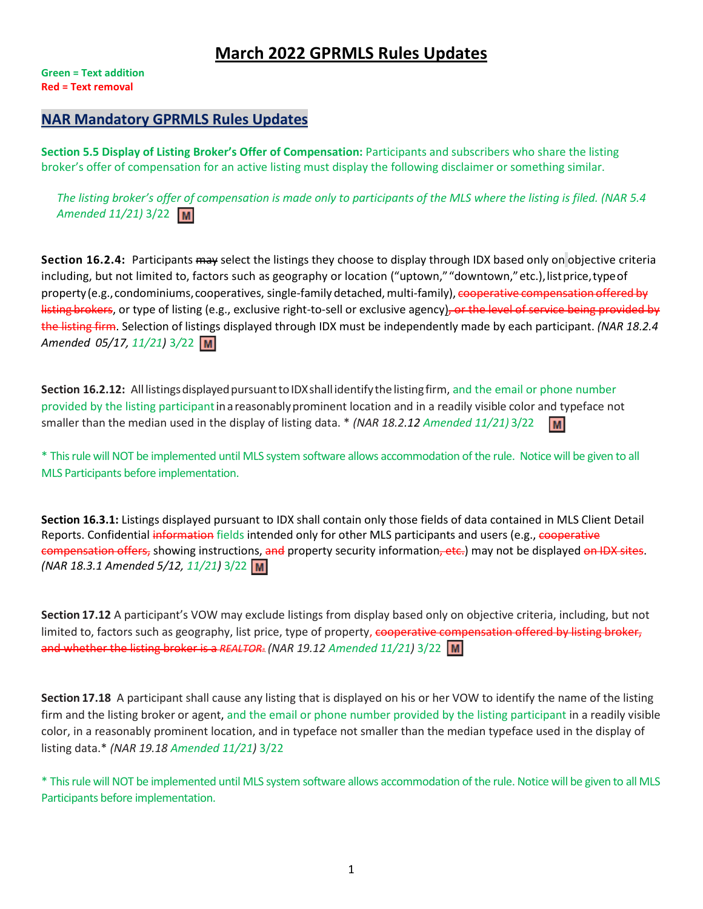# March 2022 GPRMLS Rules Updates

**Green = Text addition**
**Red = Text removal**

## NAR Mandatory GPRMLS Rules Updates

**Section 5.5 Display of Listing Broker's Offer of Compensation:** Participants and subscribers who share the listing broker's offer of compensation for an active listing must display the following disclaimer or something similar.

*The listing broker's offer of compensation is made only to participants of the MLS where the listing is filed. (NAR 5.4 Amended 11/21)* 3/22 M

**Section 16.2.4:** Participants ~~may~~ select the listings they choose to display through IDX based only on objective criteria including, but not limited to, factors such as geography or location ("uptown," "downtown," etc.), list price, type of property (e.g., condominiums, cooperatives, single-family detached, multi-family), ~~cooperative compensation offered by listing brokers~~, or type of listing (e.g., exclusive right-to-sell or exclusive agency)~~, or the level of service being provided by the listing firm~~. Selection of listings displayed through IDX must be independently made by each participant. *(NAR 18.2.4 Amended 05/17, 11/21)* 3/22 M

**Section 16.2.12:** All listings displayed pursuant to IDX shall identify the listing firm, and the email or phone number provided by the listing participant in a reasonably prominent location and in a readily visible color and typeface not smaller than the median used in the display of listing data. * *(NAR 18.2.12 Amended 11/21)* 3/22 M

* This rule will NOT be implemented until MLS system software allows accommodation of the rule. Notice will be given to all MLS Participants before implementation.

**Section 16.3.1:** Listings displayed pursuant to IDX shall contain only those fields of data contained in MLS Client Detail Reports. Confidential ~~information~~ fields intended only for other MLS participants and users (e.g., ~~cooperative compensation offers,~~ showing instructions, ~~and~~ property security information~~, etc.~~) may not be displayed ~~on IDX sites~~. *(NAR 18.3.1 Amended 5/12, 11/21)* 3/22 M

**Section 17.12** A participant's VOW may exclude listings from display based only on objective criteria, including, but not limited to, factors such as geography, list price, type of property, ~~cooperative compensation offered by listing broker, and whether the listing broker is a REALTOR.~~ *(NAR 19.12 Amended 11/21)* 3/22 M

**Section 17.18** A participant shall cause any listing that is displayed on his or her VOW to identify the name of the listing firm and the listing broker or agent, and the email or phone number provided by the listing participant in a readily visible color, in a reasonably prominent location, and in typeface not smaller than the median typeface used in the display of listing data.* *(NAR 19.18 Amended 11/21)* 3/22

* This rule will NOT be implemented until MLS system software allows accommodation of the rule. Notice will be given to all MLS Participants before implementation.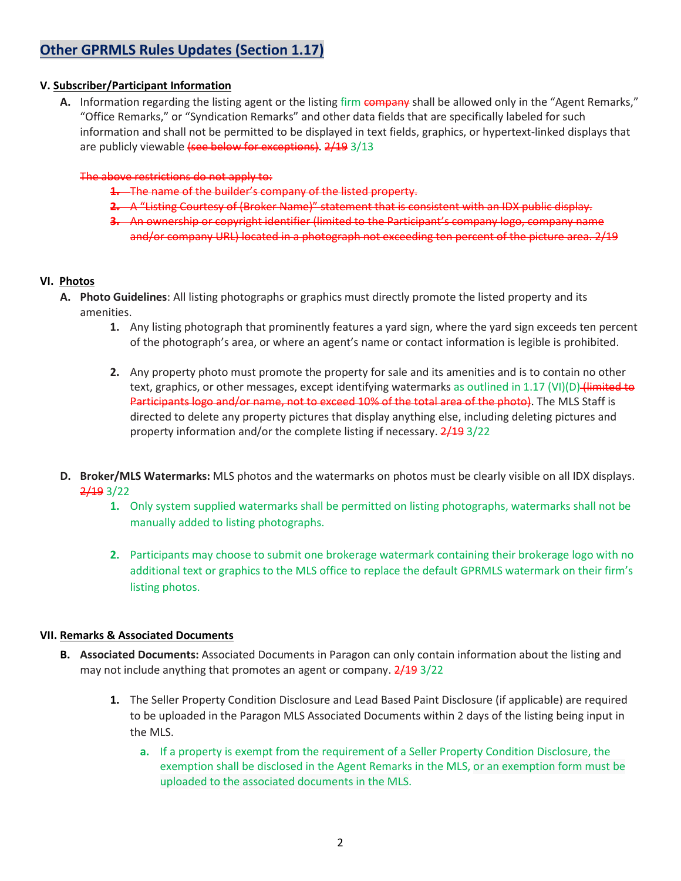## Other GPRMLS Rules Updates (Section 1.17)

### V. Subscriber/Participant Information

**A.** Information regarding the listing agent or the listing firm ~~company~~ shall be allowed only in the "Agent Remarks," "Office Remarks," or "Syndication Remarks" and other data fields that are specifically labeled for such information and shall not be permitted to be displayed in text fields, graphics, or hypertext-linked displays that are publicly viewable ~~(see below for exceptions)~~. ~~2/19~~ 3/13

~~The above restrictions do not apply to:~~

1. ~~The name of the builder's company of the listed property.~~
2. ~~A "Listing Courtesy of (Broker Name)" statement that is consistent with an IDX public display.~~
3. ~~An ownership or copyright identifier (limited to the Participant's company logo, company name and/or company URL) located in a photograph not exceeding ten percent of the picture area. 2/19~~

### VI. Photos

**A. Photo Guidelines**: All listing photographs or graphics must directly promote the listed property and its amenities.

1. Any listing photograph that prominently features a yard sign, where the yard sign exceeds ten percent of the photograph's area, or where an agent's name or contact information is legible is prohibited.

2. Any property photo must promote the property for sale and its amenities and is to contain no other text, graphics, or other messages, except identifying watermarks as outlined in 1.17 (VI)(D) ~~(limited to Participants logo and/or name, not to exceed 10% of the total area of the photo)~~. The MLS Staff is directed to delete any property pictures that display anything else, including deleting pictures and property information and/or the complete listing if necessary. ~~2/19~~ 3/22

**D. Broker/MLS Watermarks:** MLS photos and the watermarks on photos must be clearly visible on all IDX displays. ~~2/19~~ 3/22

1. Only system supplied watermarks shall be permitted on listing photographs, watermarks shall not be manually added to listing photographs.

2. Participants may choose to submit one brokerage watermark containing their brokerage logo with no additional text or graphics to the MLS office to replace the default GPRMLS watermark on their firm's listing photos.

### VII. Remarks & Associated Documents

**B. Associated Documents:** Associated Documents in Paragon can only contain information about the listing and may not include anything that promotes an agent or company. ~~2/19~~ 3/22

1. The Seller Property Condition Disclosure and Lead Based Paint Disclosure (if applicable) are required to be uploaded in the Paragon MLS Associated Documents within 2 days of the listing being input in the MLS.

   a. If a property is exempt from the requirement of a Seller Property Condition Disclosure, the exemption shall be disclosed in the Agent Remarks in the MLS, or an exemption form must be uploaded to the associated documents in the MLS.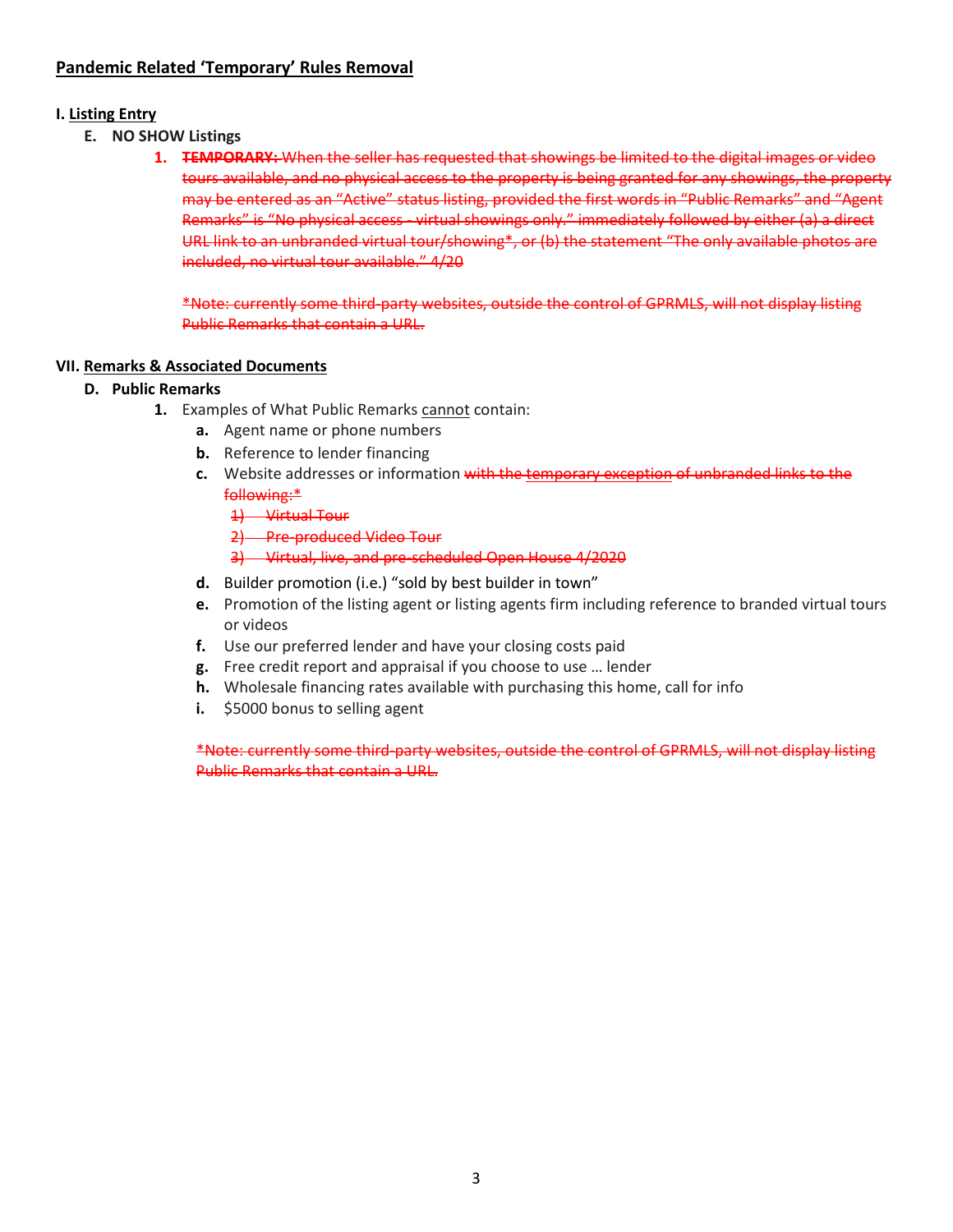## Pandemic Related 'Temporary' Rules Removal

**I. Listing Entry**

**E. NO SHOW Listings**

1. ~~**TEMPORARY:** When the seller has requested that showings be limited to the digital images or video tours available, and no physical access to the property is being granted for any showings, the property may be entered as an "Active" status listing, provided the first words in "Public Remarks" and "Agent Remarks" is "No physical access - virtual showings only." immediately followed by either (a) a direct URL link to an unbranded virtual tour/showing*, or (b) the statement "The only available photos are included, no virtual tour available." 4/20~~

   ~~*Note: currently some third-party websites, outside the control of GPRMLS, will not display listing Public Remarks that contain a URL.~~

**VII. Remarks & Associated Documents**

**D. Public Remarks**

1. Examples of What Public Remarks cannot contain:
   - **a.** Agent name or phone numbers
   - **b.** Reference to lender financing
   - **c.** Website addresses or information ~~with the temporary exception of unbranded links to the following:*~~
     - ~~1) Virtual Tour~~
     - ~~2) Pre-produced Video Tour~~
     - ~~3) Virtual, live, and pre-scheduled Open House 4/2020~~
   - **d.** Builder promotion (i.e.) "sold by best builder in town"
   - **e.** Promotion of the listing agent or listing agents firm including reference to branded virtual tours or videos
   - **f.** Use our preferred lender and have your closing costs paid
   - **g.** Free credit report and appraisal if you choose to use … lender
   - **h.** Wholesale financing rates available with purchasing this home, call for info
   - **i.** $5000 bonus to selling agent

   ~~*Note: currently some third-party websites, outside the control of GPRMLS, will not display listing Public Remarks that contain a URL.~~